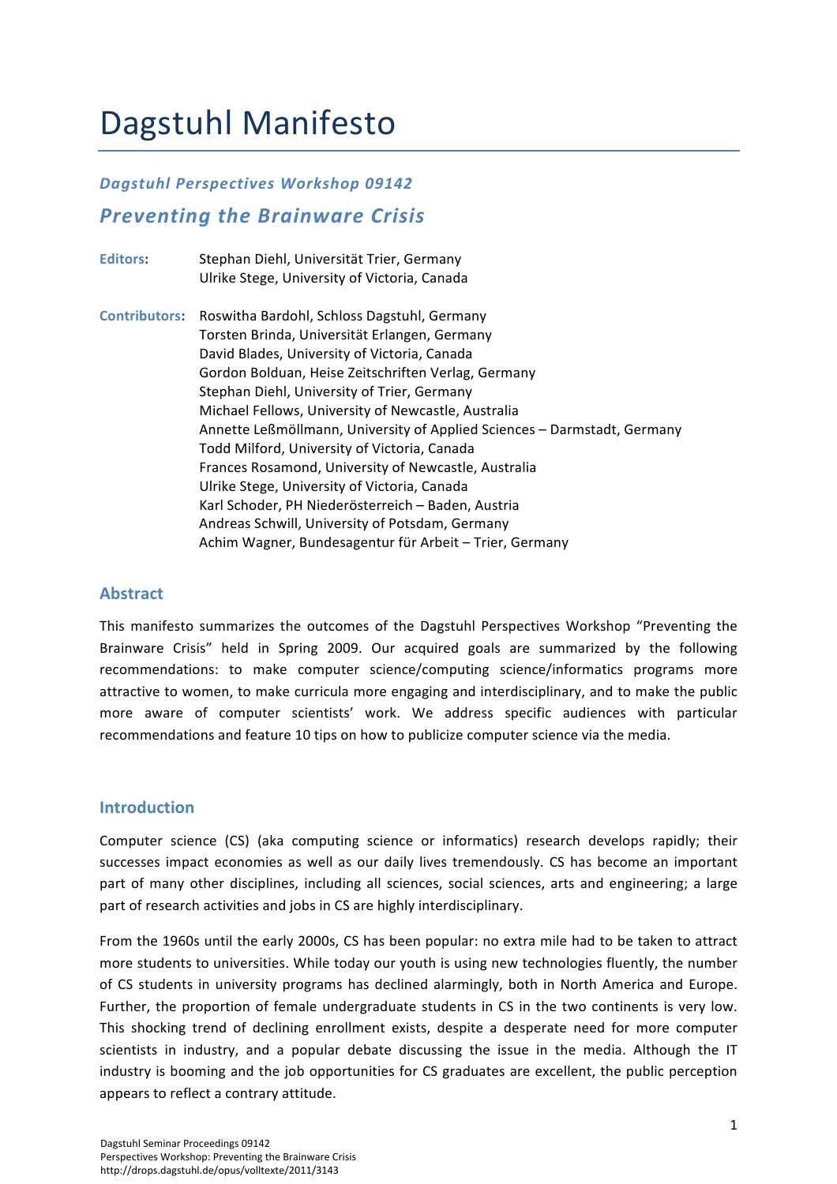# Dagstuhl Manifesto

### *Dagstuhl Perspectives Workshop 09142*

## *Preventing the Brainware Crisis*

**Editors:** Stephan Diehl, Universität Trier, Germany
Ulrike Stege, University of Victoria, Canada

**Contributors:** Roswitha Bardohl, Schloss Dagstuhl, Germany
Torsten Brinda, Universität Erlangen, Germany
David Blades, University of Victoria, Canada
Gordon Bolduan, Heise Zeitschriften Verlag, Germany
Stephan Diehl, University of Trier, Germany
Michael Fellows, University of Newcastle, Australia
Annette Leßmöllmann, University of Applied Sciences – Darmstadt, Germany
Todd Milford, University of Victoria, Canada
Frances Rosamond, University of Newcastle, Australia
Ulrike Stege, University of Victoria, Canada
Karl Schoder, PH Niederösterreich – Baden, Austria
Andreas Schwill, University of Potsdam, Germany
Achim Wagner, Bundesagentur für Arbeit – Trier, Germany

## Abstract

This manifesto summarizes the outcomes of the Dagstuhl Perspectives Workshop "Preventing the Brainware Crisis" held in Spring 2009. Our acquired goals are summarized by the following recommendations: to make computer science/computing science/informatics programs more attractive to women, to make curricula more engaging and interdisciplinary, and to make the public more aware of computer scientists' work. We address specific audiences with particular recommendations and feature 10 tips on how to publicize computer science via the media.

## Introduction

Computer science (CS) (aka computing science or informatics) research develops rapidly; their successes impact economies as well as our daily lives tremendously. CS has become an important part of many other disciplines, including all sciences, social sciences, arts and engineering; a large part of research activities and jobs in CS are highly interdisciplinary.

From the 1960s until the early 2000s, CS has been popular: no extra mile had to be taken to attract more students to universities. While today our youth is using new technologies fluently, the number of CS students in university programs has declined alarmingly, both in North America and Europe. Further, the proportion of female undergraduate students in CS in the two continents is very low. This shocking trend of declining enrollment exists, despite a desperate need for more computer scientists in industry, and a popular debate discussing the issue in the media. Although the IT industry is booming and the job opportunities for CS graduates are excellent, the public perception appears to reflect a contrary attitude.

Dagstuhl Seminar Proceedings 09142
Perspectives Workshop: Preventing the Brainware Crisis
http://drops.dagstuhl.de/opus/volltexte/2011/3143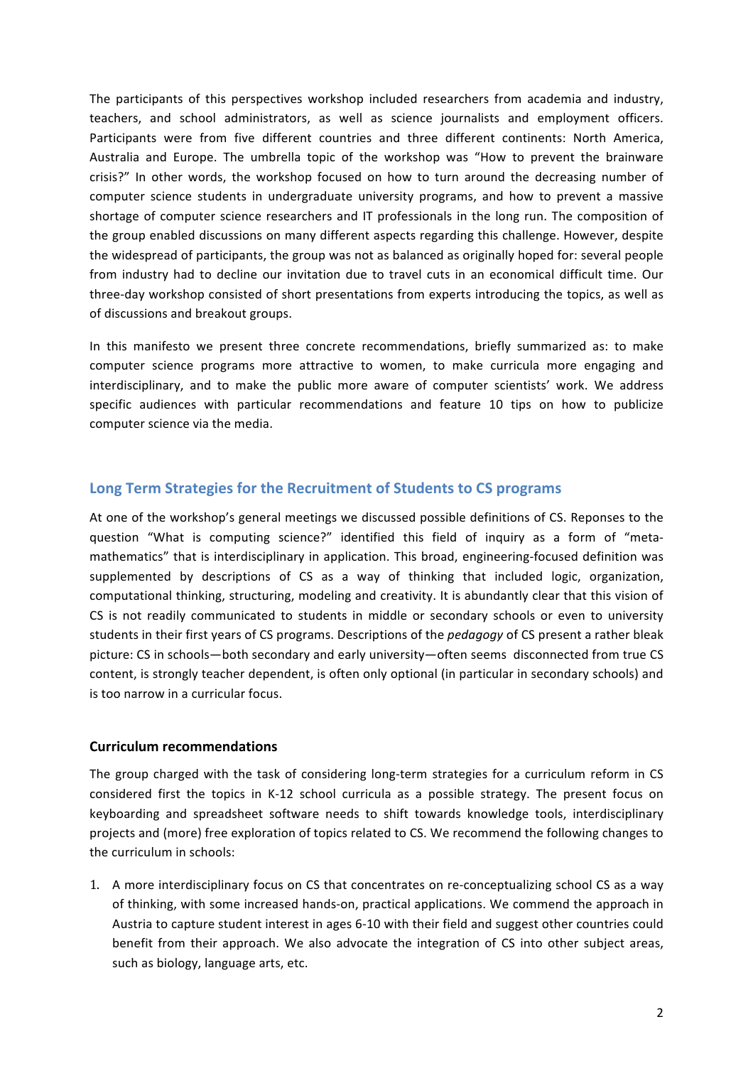The participants of this perspectives workshop included researchers from academia and industry, teachers, and school administrators, as well as science journalists and employment officers. Participants were from five different countries and three different continents: North America, Australia and Europe. The umbrella topic of the workshop was "How to prevent the brainware crisis?" In other words, the workshop focused on how to turn around the decreasing number of computer science students in undergraduate university programs, and how to prevent a massive shortage of computer science researchers and IT professionals in the long run. The composition of the group enabled discussions on many different aspects regarding this challenge. However, despite the widespread of participants, the group was not as balanced as originally hoped for: several people from industry had to decline our invitation due to travel cuts in an economical difficult time. Our three-day workshop consisted of short presentations from experts introducing the topics, as well as of discussions and breakout groups.

In this manifesto we present three concrete recommendations, briefly summarized as: to make computer science programs more attractive to women, to make curricula more engaging and interdisciplinary, and to make the public more aware of computer scientists' work. We address specific audiences with particular recommendations and feature 10 tips on how to publicize computer science via the media.

## Long Term Strategies for the Recruitment of Students to CS programs

At one of the workshop's general meetings we discussed possible definitions of CS. Reponses to the question "What is computing science?" identified this field of inquiry as a form of "meta-mathematics" that is interdisciplinary in application. This broad, engineering-focused definition was supplemented by descriptions of CS as a way of thinking that included logic, organization, computational thinking, structuring, modeling and creativity. It is abundantly clear that this vision of CS is not readily communicated to students in middle or secondary schools or even to university students in their first years of CS programs. Descriptions of the *pedagogy* of CS present a rather bleak picture: CS in schools—both secondary and early university—often seems disconnected from true CS content, is strongly teacher dependent, is often only optional (in particular in secondary schools) and is too narrow in a curricular focus.

### Curriculum recommendations

The group charged with the task of considering long-term strategies for a curriculum reform in CS considered first the topics in K-12 school curricula as a possible strategy. The present focus on keyboarding and spreadsheet software needs to shift towards knowledge tools, interdisciplinary projects and (more) free exploration of topics related to CS. We recommend the following changes to the curriculum in schools:

1. A more interdisciplinary focus on CS that concentrates on re-conceptualizing school CS as a way of thinking, with some increased hands-on, practical applications. We commend the approach in Austria to capture student interest in ages 6-10 with their field and suggest other countries could benefit from their approach. We also advocate the integration of CS into other subject areas, such as biology, language arts, etc.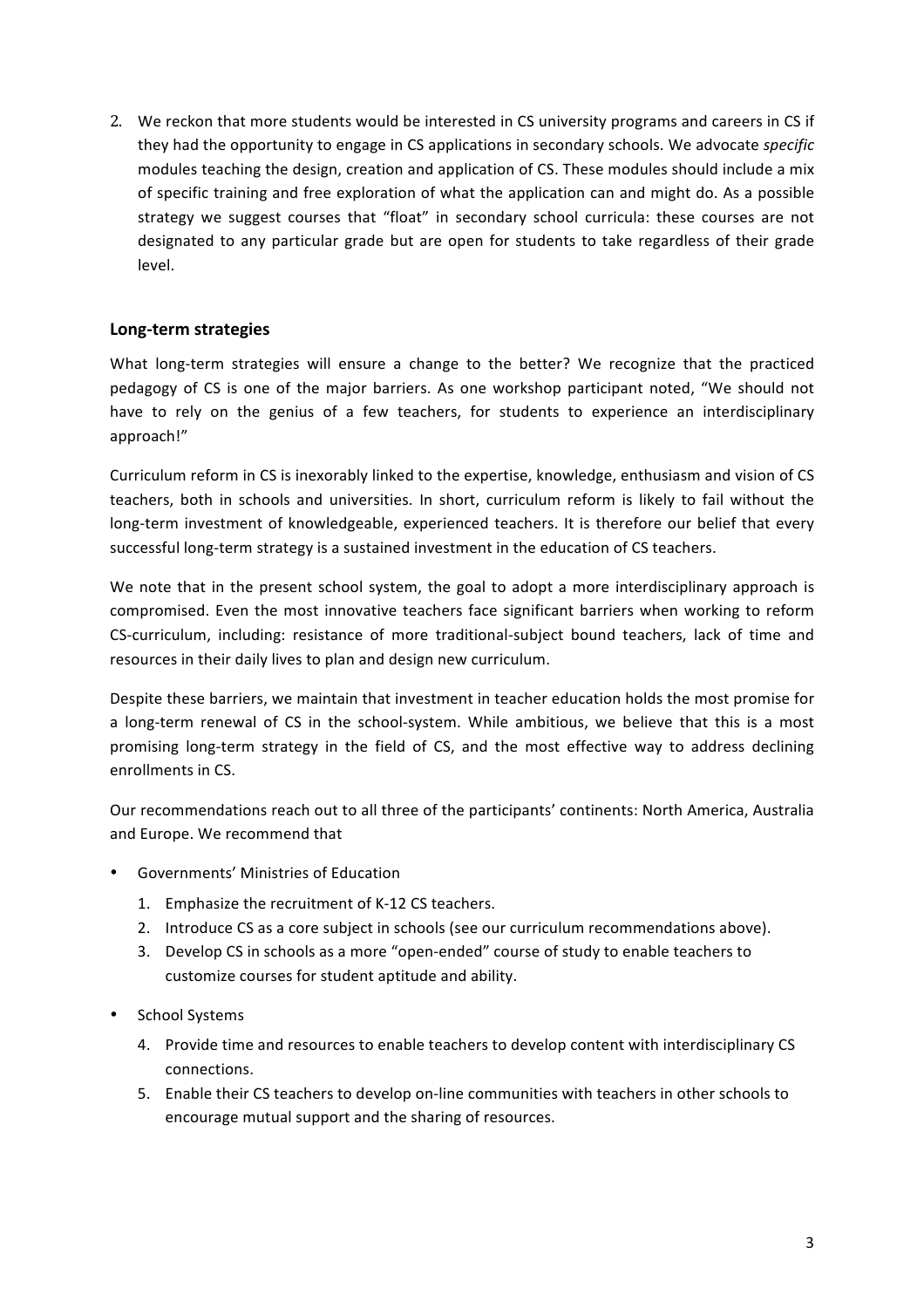2. We reckon that more students would be interested in CS university programs and careers in CS if they had the opportunity to engage in CS applications in secondary schools. We advocate *specific* modules teaching the design, creation and application of CS. These modules should include a mix of specific training and free exploration of what the application can and might do. As a possible strategy we suggest courses that "float" in secondary school curricula: these courses are not designated to any particular grade but are open for students to take regardless of their grade level.

### Long-term strategies

What long-term strategies will ensure a change to the better? We recognize that the practiced pedagogy of CS is one of the major barriers. As one workshop participant noted, "We should not have to rely on the genius of a few teachers, for students to experience an interdisciplinary approach!"

Curriculum reform in CS is inexorably linked to the expertise, knowledge, enthusiasm and vision of CS teachers, both in schools and universities. In short, curriculum reform is likely to fail without the long-term investment of knowledgeable, experienced teachers. It is therefore our belief that every successful long-term strategy is a sustained investment in the education of CS teachers.

We note that in the present school system, the goal to adopt a more interdisciplinary approach is compromised. Even the most innovative teachers face significant barriers when working to reform CS-curriculum, including: resistance of more traditional-subject bound teachers, lack of time and resources in their daily lives to plan and design new curriculum.

Despite these barriers, we maintain that investment in teacher education holds the most promise for a long-term renewal of CS in the school-system. While ambitious, we believe that this is a most promising long-term strategy in the field of CS, and the most effective way to address declining enrollments in CS.

Our recommendations reach out to all three of the participants' continents: North America, Australia and Europe. We recommend that

- Governments' Ministries of Education
  1. Emphasize the recruitment of K-12 CS teachers.
  2. Introduce CS as a core subject in schools (see our curriculum recommendations above).
  3. Develop CS in schools as a more "open-ended" course of study to enable teachers to customize courses for student aptitude and ability.
- School Systems
  4. Provide time and resources to enable teachers to develop content with interdisciplinary CS connections.
  5. Enable their CS teachers to develop on-line communities with teachers in other schools to encourage mutual support and the sharing of resources.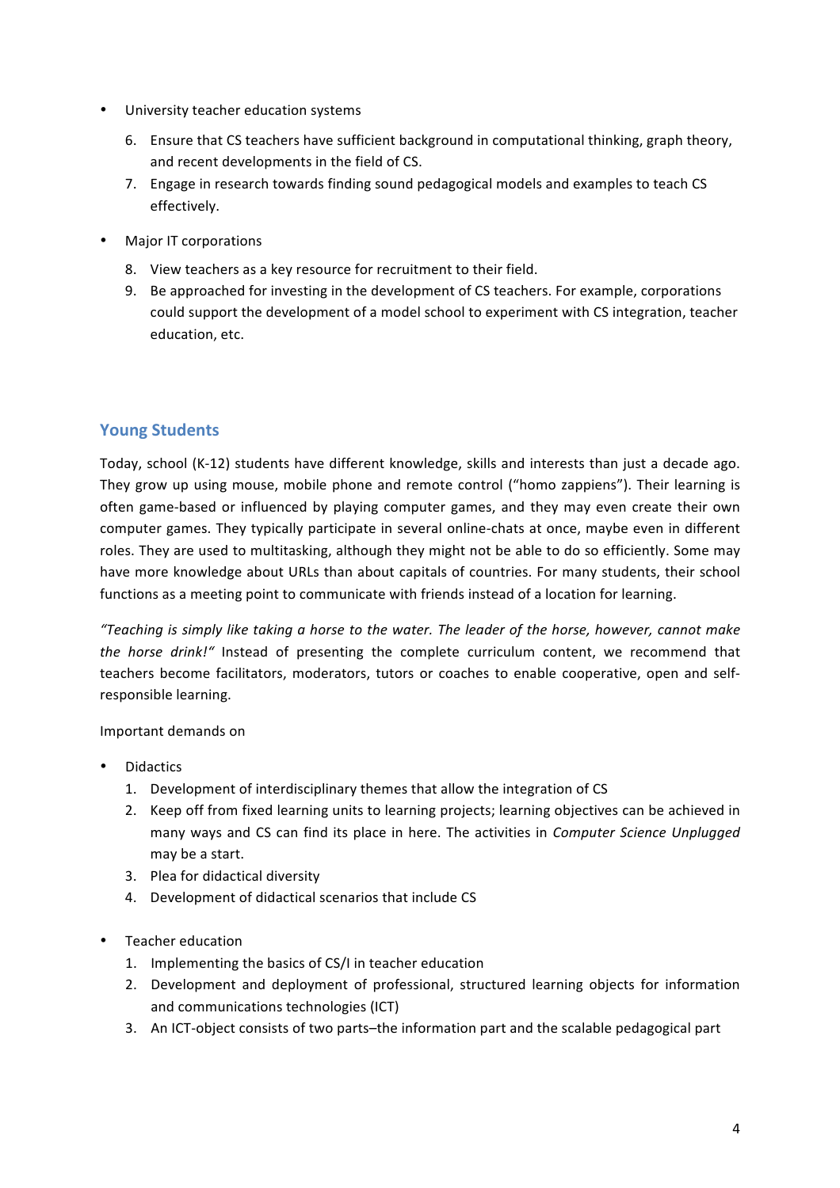- University teacher education systems
  6. Ensure that CS teachers have sufficient background in computational thinking, graph theory, and recent developments in the field of CS.
  7. Engage in research towards finding sound pedagogical models and examples to teach CS effectively.

- Major IT corporations
  8. View teachers as a key resource for recruitment to their field.
  9. Be approached for investing in the development of CS teachers. For example, corporations could support the development of a model school to experiment with CS integration, teacher education, etc.

## Young Students

Today, school (K-12) students have different knowledge, skills and interests than just a decade ago. They grow up using mouse, mobile phone and remote control ("homo zappiens"). Their learning is often game-based or influenced by playing computer games, and they may even create their own computer games. They typically participate in several online-chats at once, maybe even in different roles. They are used to multitasking, although they might not be able to do so efficiently. Some may have more knowledge about URLs than about capitals of countries. For many students, their school functions as a meeting point to communicate with friends instead of a location for learning.

*"Teaching is simply like taking a horse to the water. The leader of the horse, however, cannot make the horse drink!"* Instead of presenting the complete curriculum content, we recommend that teachers become facilitators, moderators, tutors or coaches to enable cooperative, open and self-responsible learning.

Important demands on

- Didactics
  1. Development of interdisciplinary themes that allow the integration of CS
  2. Keep off from fixed learning units to learning projects; learning objectives can be achieved in many ways and CS can find its place in here. The activities in *Computer Science Unplugged* may be a start.
  3. Plea for didactical diversity
  4. Development of didactical scenarios that include CS

- Teacher education
  1. Implementing the basics of CS/I in teacher education
  2. Development and deployment of professional, structured learning objects for information and communications technologies (ICT)
  3. An ICT-object consists of two parts–the information part and the scalable pedagogical part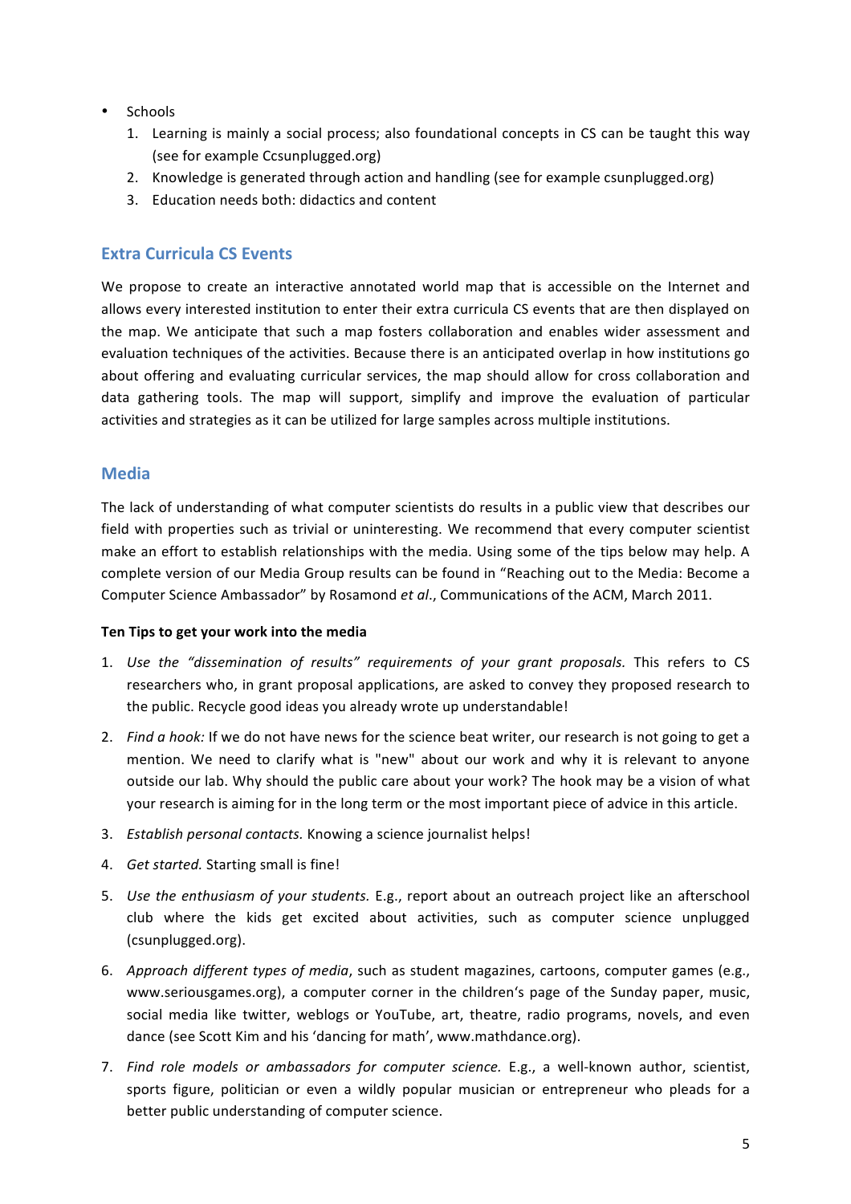- Schools
    1. Learning is mainly a social process; also foundational concepts in CS can be taught this way (see for example Ccsunplugged.org)
    2. Knowledge is generated through action and handling (see for example csunplugged.org)
    3. Education needs both: didactics and content

## Extra Curricula CS Events

We propose to create an interactive annotated world map that is accessible on the Internet and allows every interested institution to enter their extra curricula CS events that are then displayed on the map. We anticipate that such a map fosters collaboration and enables wider assessment and evaluation techniques of the activities. Because there is an anticipated overlap in how institutions go about offering and evaluating curricular services, the map should allow for cross collaboration and data gathering tools. The map will support, simplify and improve the evaluation of particular activities and strategies as it can be utilized for large samples across multiple institutions.

## Media

The lack of understanding of what computer scientists do results in a public view that describes our field with properties such as trivial or uninteresting. We recommend that every computer scientist make an effort to establish relationships with the media. Using some of the tips below may help. A complete version of our Media Group results can be found in "Reaching out to the Media: Become a Computer Science Ambassador" by Rosamond *et al*., Communications of the ACM, March 2011.

**Ten Tips to get your work into the media**

1. *Use the "dissemination of results" requirements of your grant proposals.* This refers to CS researchers who, in grant proposal applications, are asked to convey they proposed research to the public. Recycle good ideas you already wrote up understandable!
2. *Find a hook:* If we do not have news for the science beat writer, our research is not going to get a mention. We need to clarify what is "new" about our work and why it is relevant to anyone outside our lab. Why should the public care about your work? The hook may be a vision of what your research is aiming for in the long term or the most important piece of advice in this article.
3. *Establish personal contacts.* Knowing a science journalist helps!
4. *Get started.* Starting small is fine!
5. *Use the enthusiasm of your students.* E.g., report about an outreach project like an afterschool club where the kids get excited about activities, such as computer science unplugged (csunplugged.org).
6. *Approach different types of media*, such as student magazines, cartoons, computer games (e.g., www.seriousgames.org), a computer corner in the children's page of the Sunday paper, music, social media like twitter, weblogs or YouTube, art, theatre, radio programs, novels, and even dance (see Scott Kim and his 'dancing for math', www.mathdance.org).
7. *Find role models or ambassadors for computer science.* E.g., a well-known author, scientist, sports figure, politician or even a wildly popular musician or entrepreneur who pleads for a better public understanding of computer science.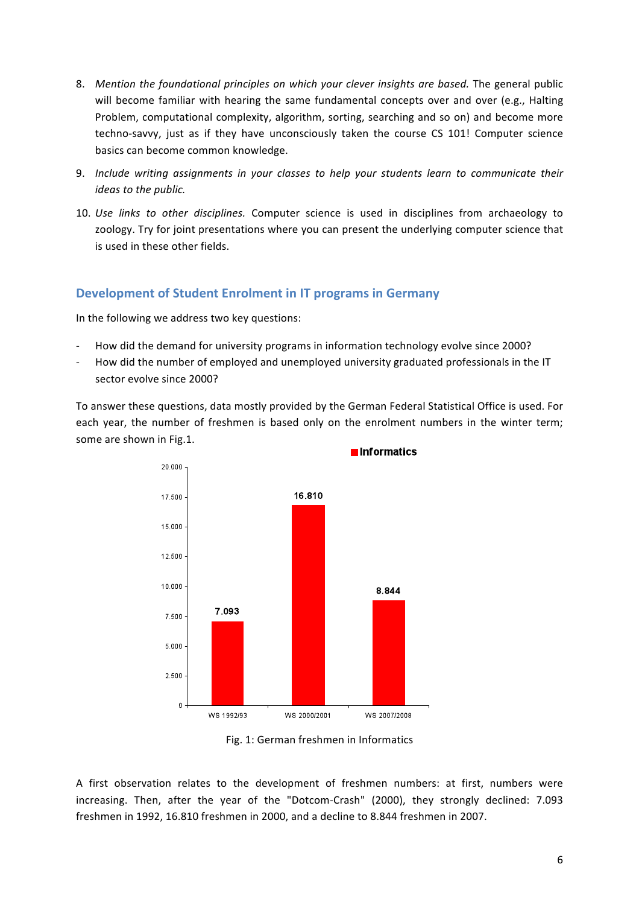8. *Mention the foundational principles on which your clever insights are based.* The general public will become familiar with hearing the same fundamental concepts over and over (e.g., Halting Problem, computational complexity, algorithm, sorting, searching and so on) and become more techno-savvy, just as if they have unconsciously taken the course CS 101! Computer science basics can become common knowledge.

9. *Include writing assignments in your classes to help your students learn to communicate their ideas to the public.*

10. *Use links to other disciplines.* Computer science is used in disciplines from archaeology to zoology. Try for joint presentations where you can present the underlying computer science that is used in these other fields.

## Development of Student Enrolment in IT programs in Germany

In the following we address two key questions:

- How did the demand for university programs in information technology evolve since 2000?
- How did the number of employed and unemployed university graduated professionals in the IT sector evolve since 2000?

To answer these questions, data mostly provided by the German Federal Statistical Office is used. For each year, the number of freshmen is based only on the enrolment numbers in the winter term; some are shown in Fig.1.

| | Informatics |
|---|---|
| WS 1992/93 | 7.093 |
| WS 2000/2001 | 16.810 |
| WS 2007/2008 | 8.844 |

Fig. 1: German freshmen in Informatics

A first observation relates to the development of freshmen numbers: at first, numbers were increasing. Then, after the year of the "Dotcom-Crash" (2000), they strongly declined: 7.093 freshmen in 1992, 16.810 freshmen in 2000, and a decline to 8.844 freshmen in 2007.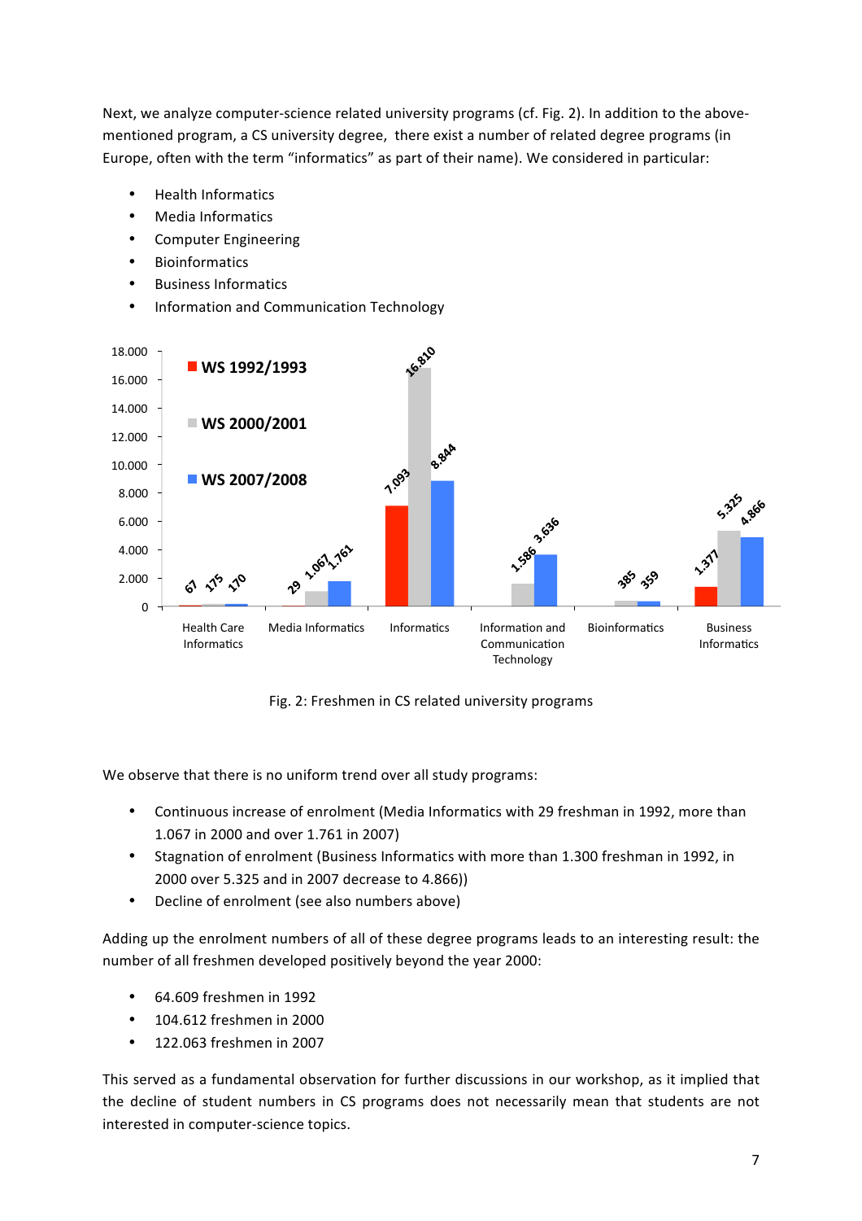Next, we analyze computer-science related university programs (cf. Fig. 2). In addition to the above-mentioned program, a CS university degree, there exist a number of related degree programs (in Europe, often with the term "informatics" as part of their name). We considered in particular:

- Health Informatics
- Media Informatics
- Computer Engineering
- Bioinformatics
- Business Informatics
- Information and Communication Technology

| | WS 1992/1993 | WS 2000/2001 | WS 2007/2008 |
|---|---|---|---|
| Health Care Informatics | 67 | 175 | 170 |
| Media Informatics | 29 | 1.067 | 1.761 |
| Informatics | 7.093 | 16.810 | 8.844 |
| Information and Communication Technology | | 1.586 | 3.636 |
| Bioinformatics | | 385 | 359 |
| Business Informatics | 1.377 | 5.325 | 4.866 |

Fig. 2: Freshmen in CS related university programs

We observe that there is no uniform trend over all study programs:

- Continuous increase of enrolment (Media Informatics with 29 freshman in 1992, more than 1.067 in 2000 and over 1.761 in 2007)
- Stagnation of enrolment (Business Informatics with more than 1.300 freshman in 1992, in 2000 over 5.325 and in 2007 decrease to 4.866))
- Decline of enrolment (see also numbers above)

Adding up the enrolment numbers of all of these degree programs leads to an interesting result: the number of all freshmen developed positively beyond the year 2000:

- 64.609 freshmen in 1992
- 104.612 freshmen in 2000
- 122.063 freshmen in 2007

This served as a fundamental observation for further discussions in our workshop, as it implied that the decline of student numbers in CS programs does not necessarily mean that students are not interested in computer-science topics.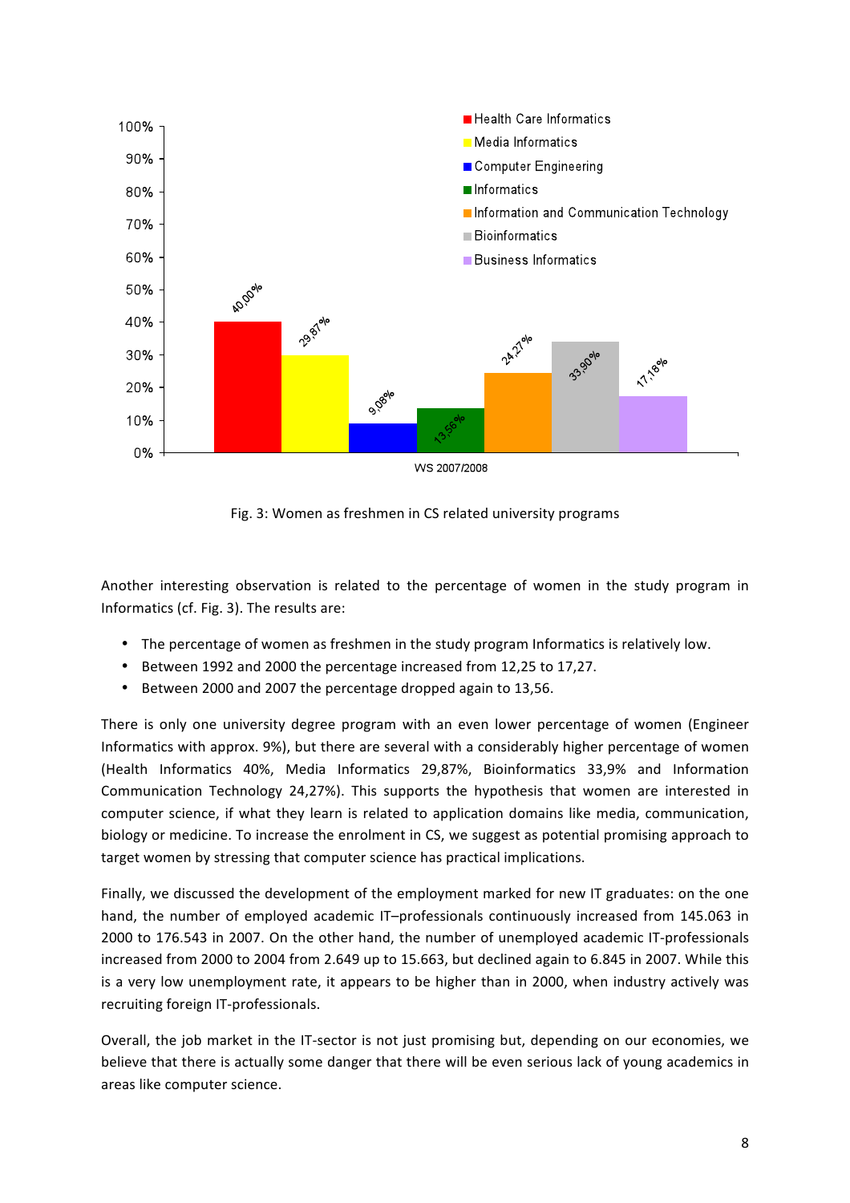Fig. 3: Women as freshmen in CS related university programs

Another interesting observation is related to the percentage of women in the study program in Informatics (cf. Fig. 3). The results are:

- The percentage of women as freshmen in the study program Informatics is relatively low.
- Between 1992 and 2000 the percentage increased from 12,25 to 17,27.
- Between 2000 and 2007 the percentage dropped again to 13,56.

There is only one university degree program with an even lower percentage of women (Engineer Informatics with approx. 9%), but there are several with a considerably higher percentage of women (Health Informatics 40%, Media Informatics 29,87%, Bioinformatics 33,9% and Information Communication Technology 24,27%). This supports the hypothesis that women are interested in computer science, if what they learn is related to application domains like media, communication, biology or medicine. To increase the enrolment in CS, we suggest as potential promising approach to target women by stressing that computer science has practical implications.

Finally, we discussed the development of the employment marked for new IT graduates: on the one hand, the number of employed academic IT–professionals continuously increased from 145.063 in 2000 to 176.543 in 2007. On the other hand, the number of unemployed academic IT-professionals increased from 2000 to 2004 from 2.649 up to 15.663, but declined again to 6.845 in 2007. While this is a very low unemployment rate, it appears to be higher than in 2000, when industry actively was recruiting foreign IT-professionals.

Overall, the job market in the IT-sector is not just promising but, depending on our economies, we believe that there is actually some danger that there will be even serious lack of young academics in areas like computer science.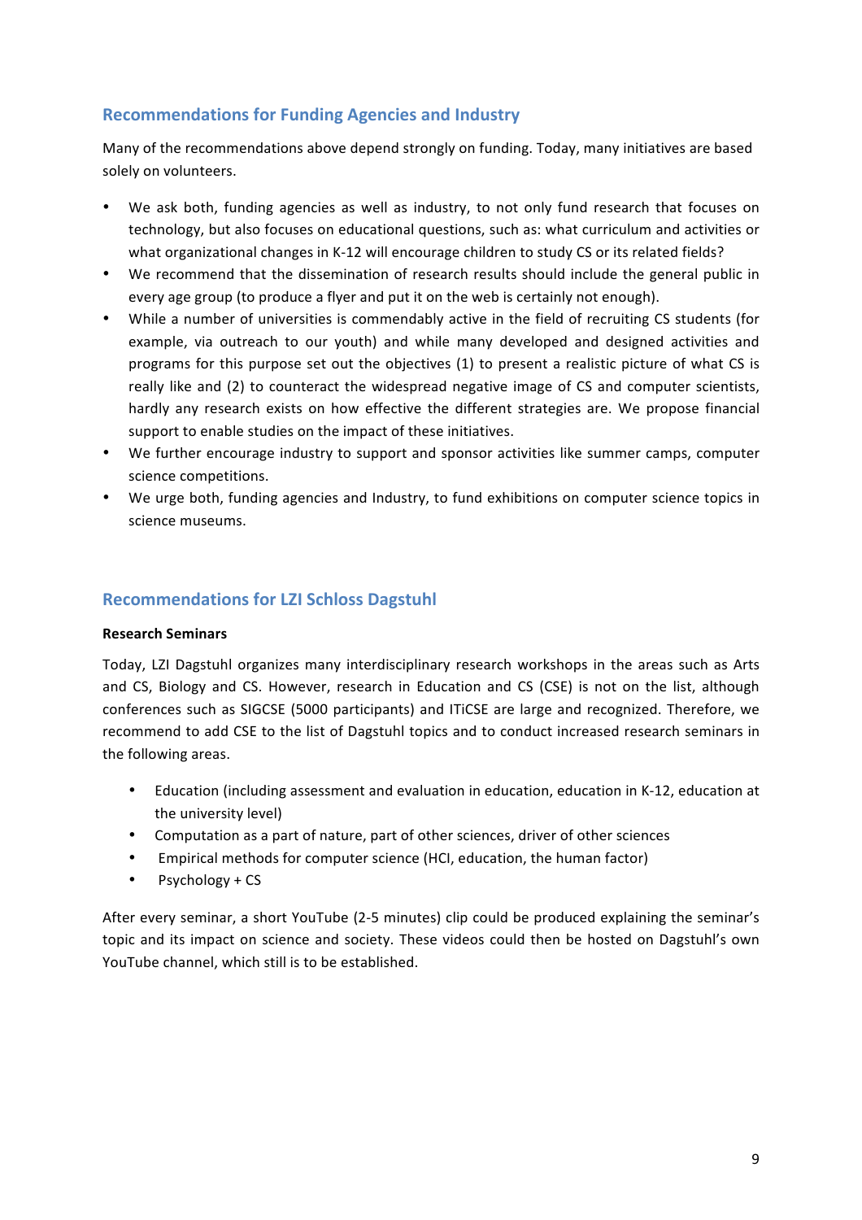## Recommendations for Funding Agencies and Industry

Many of the recommendations above depend strongly on funding. Today, many initiatives are based solely on volunteers.

- We ask both, funding agencies as well as industry, to not only fund research that focuses on technology, but also focuses on educational questions, such as: what curriculum and activities or what organizational changes in K-12 will encourage children to study CS or its related fields?
- We recommend that the dissemination of research results should include the general public in every age group (to produce a flyer and put it on the web is certainly not enough).
- While a number of universities is commendably active in the field of recruiting CS students (for example, via outreach to our youth) and while many developed and designed activities and programs for this purpose set out the objectives (1) to present a realistic picture of what CS is really like and (2) to counteract the widespread negative image of CS and computer scientists, hardly any research exists on how effective the different strategies are. We propose financial support to enable studies on the impact of these initiatives.
- We further encourage industry to support and sponsor activities like summer camps, computer science competitions.
- We urge both, funding agencies and Industry, to fund exhibitions on computer science topics in science museums.

## Recommendations for LZI Schloss Dagstuhl

**Research Seminars**

Today, LZI Dagstuhl organizes many interdisciplinary research workshops in the areas such as Arts and CS, Biology and CS. However, research in Education and CS (CSE) is not on the list, although conferences such as SIGCSE (5000 participants) and ITiCSE are large and recognized. Therefore, we recommend to add CSE to the list of Dagstuhl topics and to conduct increased research seminars in the following areas.

- Education (including assessment and evaluation in education, education in K-12, education at the university level)
- Computation as a part of nature, part of other sciences, driver of other sciences
- Empirical methods for computer science (HCI, education, the human factor)
- Psychology + CS

After every seminar, a short YouTube (2-5 minutes) clip could be produced explaining the seminar's topic and its impact on science and society. These videos could then be hosted on Dagstuhl's own YouTube channel, which still is to be established.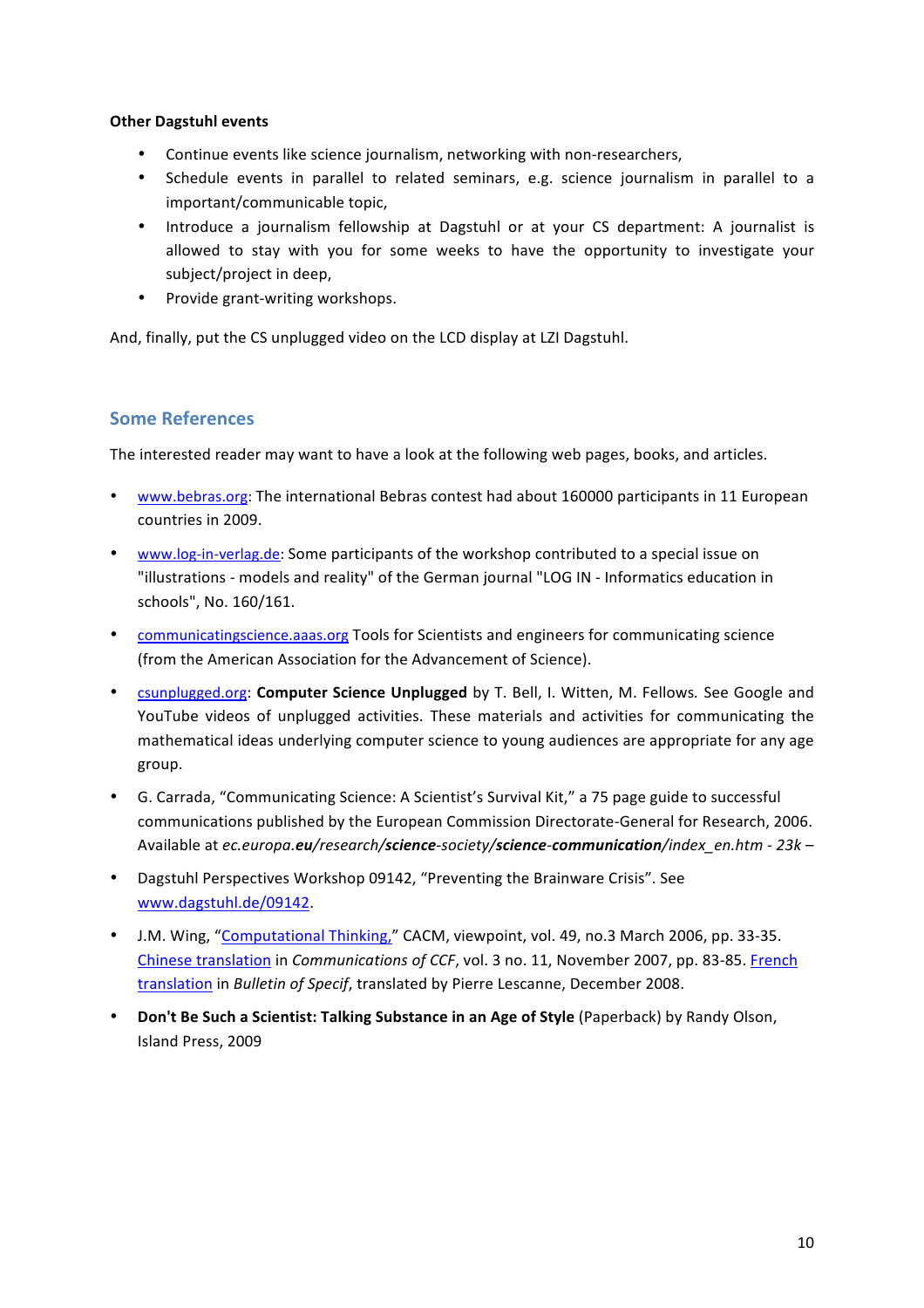**Other Dagstuhl events**

- Continue events like science journalism, networking with non-researchers,
- Schedule events in parallel to related seminars, e.g. science journalism in parallel to a important/communicable topic,
- Introduce a journalism fellowship at Dagstuhl or at your CS department: A journalist is allowed to stay with you for some weeks to have the opportunity to investigate your subject/project in deep,
- Provide grant-writing workshops.

And, finally, put the CS unplugged video on the LCD display at LZI Dagstuhl.

## Some References

The interested reader may want to have a look at the following web pages, books, and articles.

- www.bebras.org: The international Bebras contest had about 160000 participants in 11 European countries in 2009.
- www.log-in-verlag.de: Some participants of the workshop contributed to a special issue on "illustrations - models and reality" of the German journal "LOG IN - Informatics education in schools", No. 160/161.
- communicatingscience.aaas.org Tools for Scientists and engineers for communicating science (from the American Association for the Advancement of Science).
- csunplugged.org: **Computer Science Unplugged** by T. Bell, I. Witten, M. Fellows. See Google and YouTube videos of unplugged activities. These materials and activities for communicating the mathematical ideas underlying computer science to young audiences are appropriate for any age group.
- G. Carrada, “Communicating Science: A Scientist’s Survival Kit,” a 75 page guide to successful communications published by the European Commission Directorate-General for Research, 2006. Available at *ec.europa.**eu**/research/**science**-society/**science**-**communication**/index_en.htm - 23k* –
- Dagstuhl Perspectives Workshop 09142, “Preventing the Brainware Crisis”. See www.dagstuhl.de/09142.
- J.M. Wing, “Computational Thinking,” CACM, viewpoint, vol. 49, no.3 March 2006, pp. 33-35. Chinese translation in *Communications of CCF*, vol. 3 no. 11, November 2007, pp. 83-85. French translation in *Bulletin of Specif*, translated by Pierre Lescanne, December 2008.
- **Don't Be Such a Scientist: Talking Substance in an Age of Style** (Paperback) by Randy Olson, Island Press, 2009